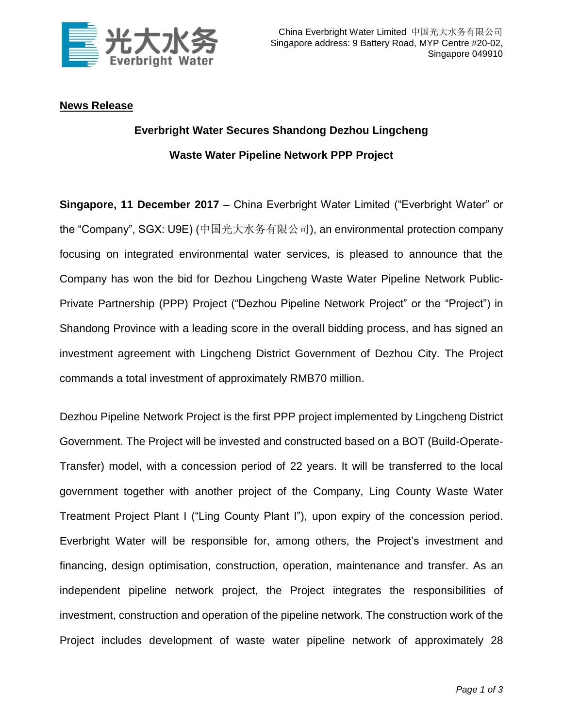China Everbright Water Limited 中国光大水务有限公司
Singapore address: 9 Battery Road, MYP Centre #20-02, Singapore 049910

**News Release**

# Everbright Water Secures Shandong Dezhou Lingcheng Waste Water Pipeline Network PPP Project

**Singapore, 11 December 2017** – China Everbright Water Limited ("Everbright Water" or the "Company", SGX: U9E) (中国光大水务有限公司), an environmental protection company focusing on integrated environmental water services, is pleased to announce that the Company has won the bid for Dezhou Lingcheng Waste Water Pipeline Network Public-Private Partnership (PPP) Project ("Dezhou Pipeline Network Project" or the "Project") in Shandong Province with a leading score in the overall bidding process, and has signed an investment agreement with Lingcheng District Government of Dezhou City. The Project commands a total investment of approximately RMB70 million.

Dezhou Pipeline Network Project is the first PPP project implemented by Lingcheng District Government. The Project will be invested and constructed based on a BOT (Build-Operate-Transfer) model, with a concession period of 22 years. It will be transferred to the local government together with another project of the Company, Ling County Waste Water Treatment Project Plant I ("Ling County Plant I"), upon expiry of the concession period. Everbright Water will be responsible for, among others, the Project's investment and financing, design optimisation, construction, operation, maintenance and transfer. As an independent pipeline network project, the Project integrates the responsibilities of investment, construction and operation of the pipeline network. The construction work of the Project includes development of waste water pipeline network of approximately 28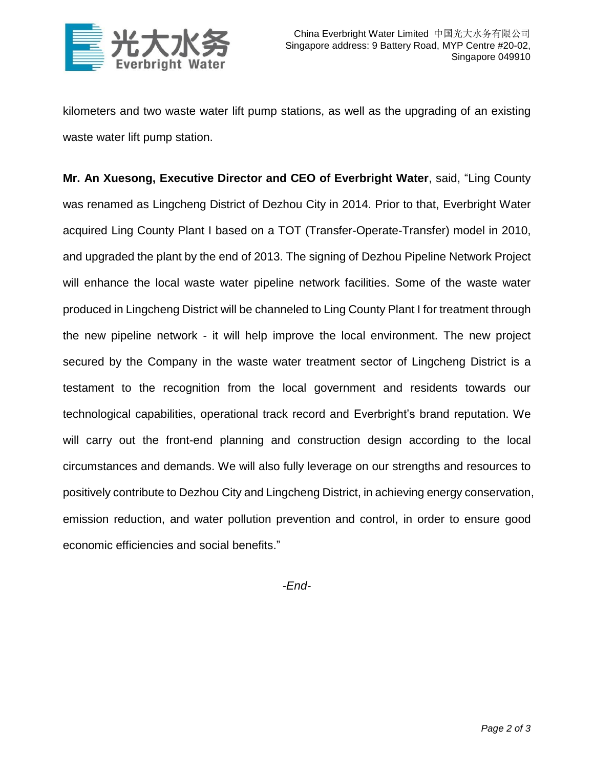kilometers and two waste water lift pump stations, as well as the upgrading of an existing waste water lift pump station.

**Mr. An Xuesong, Executive Director and CEO of Everbright Water**, said, "Ling County was renamed as Lingcheng District of Dezhou City in 2014. Prior to that, Everbright Water acquired Ling County Plant I based on a TOT (Transfer-Operate-Transfer) model in 2010, and upgraded the plant by the end of 2013. The signing of Dezhou Pipeline Network Project will enhance the local waste water pipeline network facilities. Some of the waste water produced in Lingcheng District will be channeled to Ling County Plant I for treatment through the new pipeline network - it will help improve the local environment. The new project secured by the Company in the waste water treatment sector of Lingcheng District is a testament to the recognition from the local government and residents towards our technological capabilities, operational track record and Everbright's brand reputation. We will carry out the front-end planning and construction design according to the local circumstances and demands. We will also fully leverage on our strengths and resources to positively contribute to Dezhou City and Lingcheng District, in achieving energy conservation, emission reduction, and water pollution prevention and control, in order to ensure good economic efficiencies and social benefits."

*-End-*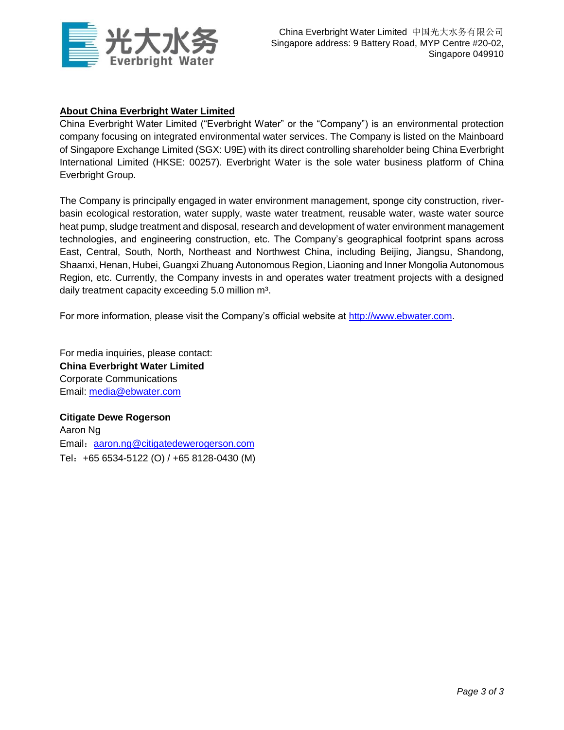## About China Everbright Water Limited

China Everbright Water Limited ("Everbright Water" or the "Company") is an environmental protection company focusing on integrated environmental water services. The Company is listed on the Mainboard of Singapore Exchange Limited (SGX: U9E) with its direct controlling shareholder being China Everbright International Limited (HKSE: 00257). Everbright Water is the sole water business platform of China Everbright Group.

The Company is principally engaged in water environment management, sponge city construction, river-basin ecological restoration, water supply, waste water treatment, reusable water, waste water source heat pump, sludge treatment and disposal, research and development of water environment management technologies, and engineering construction, etc. The Company's geographical footprint spans across East, Central, South, North, Northeast and Northwest China, including Beijing, Jiangsu, Shandong, Shaanxi, Henan, Hubei, Guangxi Zhuang Autonomous Region, Liaoning and Inner Mongolia Autonomous Region, etc. Currently, the Company invests in and operates water treatment projects with a designed daily treatment capacity exceeding 5.0 million $m^3$.

For more information, please visit the Company's official website at http://www.ebwater.com.

For media inquiries, please contact:
**China Everbright Water Limited**
Corporate Communications
Email: media@ebwater.com

**Citigate Dewe Rogerson**
Aaron Ng
Email：aaron.ng@citigatedewerogerson.com
Tel：+65 6534-5122 (O) / +65 8128-0430 (M)